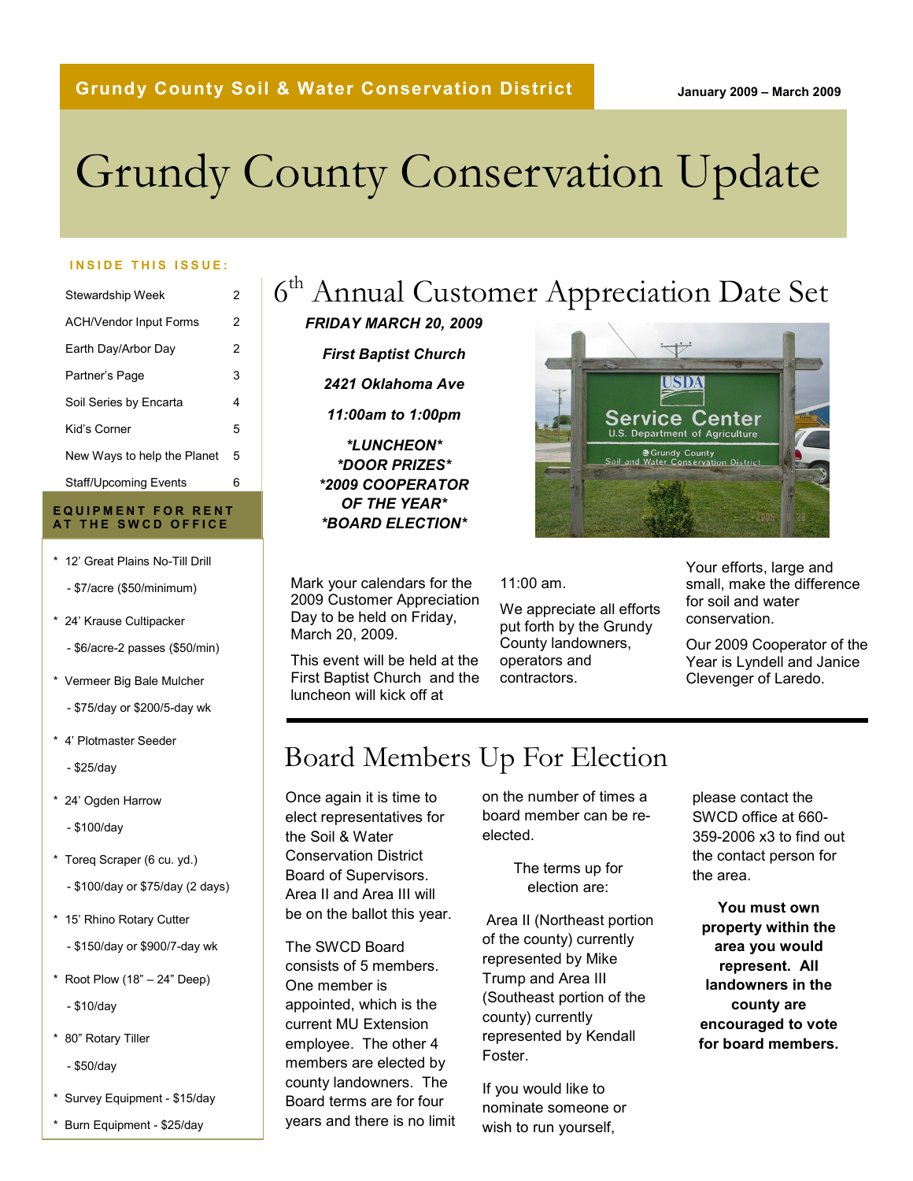**Grundy County Soil & Water Conservation District**

January 2009 – March 2009

# Grundy County Conservation Update

**INSIDE THIS ISSUE:**

| | |
|---|---|
| Stewardship Week | 2 |
| ACH/Vendor Input Forms | 2 |
| Earth Day/Arbor Day | 2 |
| Partner's Page | 3 |
| Soil Series by Encarta | 4 |
| Kid's Corner | 5 |
| New Ways to help the Planet | 5 |
| Staff/Upcoming Events | 6 |

**EQUIPMENT FOR RENT AT THE SWCD OFFICE**

- 12' Great Plains No-Till Drill
  - $7/acre ($50/minimum)
- 24' Krause Cultipacker
  - $6/acre-2 passes ($50/min)
- Vermeer Big Bale Mulcher
  - $75/day or $200/5-day wk
- 4' Plotmaster Seeder
  - $25/day
- 24' Ogden Harrow
  - $100/day
- Toreq Scraper (6 cu. yd.)
  - $100/day or $75/day (2 days)
- 15' Rhino Rotary Cutter
  - $150/day or $900/7-day wk
- Root Plow (18" – 24" Deep)
  - $10/day
- 80" Rotary Tiller
  - $50/day
- Survey Equipment - $15/day
- Burn Equipment - $25/day

## 6th Annual Customer Appreciation Date Set

***FRIDAY MARCH 20, 2009***

***First Baptist Church***

***2421 Oklahoma Ave***

***11:00am to 1:00pm***

***\*LUNCHEON\****
***\*DOOR PRIZES\****
***\*2009 COOPERATOR OF THE YEAR\****
***\*BOARD ELECTION\****

Mark your calendars for the 2009 Customer Appreciation Day to be held on Friday, March 20, 2009.

This event will be held at the First Baptist Church and the luncheon will kick off at 11:00 am.

We appreciate all efforts put forth by the Grundy County landowners, operators and contractors.

Your efforts, large and small, make the difference for soil and water conservation.

Our 2009 Cooperator of the Year is Lyndell and Janice Clevenger of Laredo.

## Board Members Up For Election

Once again it is time to elect representatives for the Soil & Water Conservation District Board of Supervisors. Area II and Area III will be on the ballot this year.

The SWCD Board consists of 5 members. One member is appointed, which is the current MU Extension employee. The other 4 members are elected by county landowners. The Board terms are for four years and there is no limit on the number of times a board member can be re-elected.

The terms up for election are:

Area II (Northeast portion of the county) currently represented by Mike Trump and Area III (Southeast portion of the county) currently represented by Kendall Foster.

If you would like to nominate someone or wish to run yourself, please contact the SWCD office at 660-359-2006 x3 to find out the contact person for the area.

**You must own property within the area you would represent. All landowners in the county are encouraged to vote for board members.**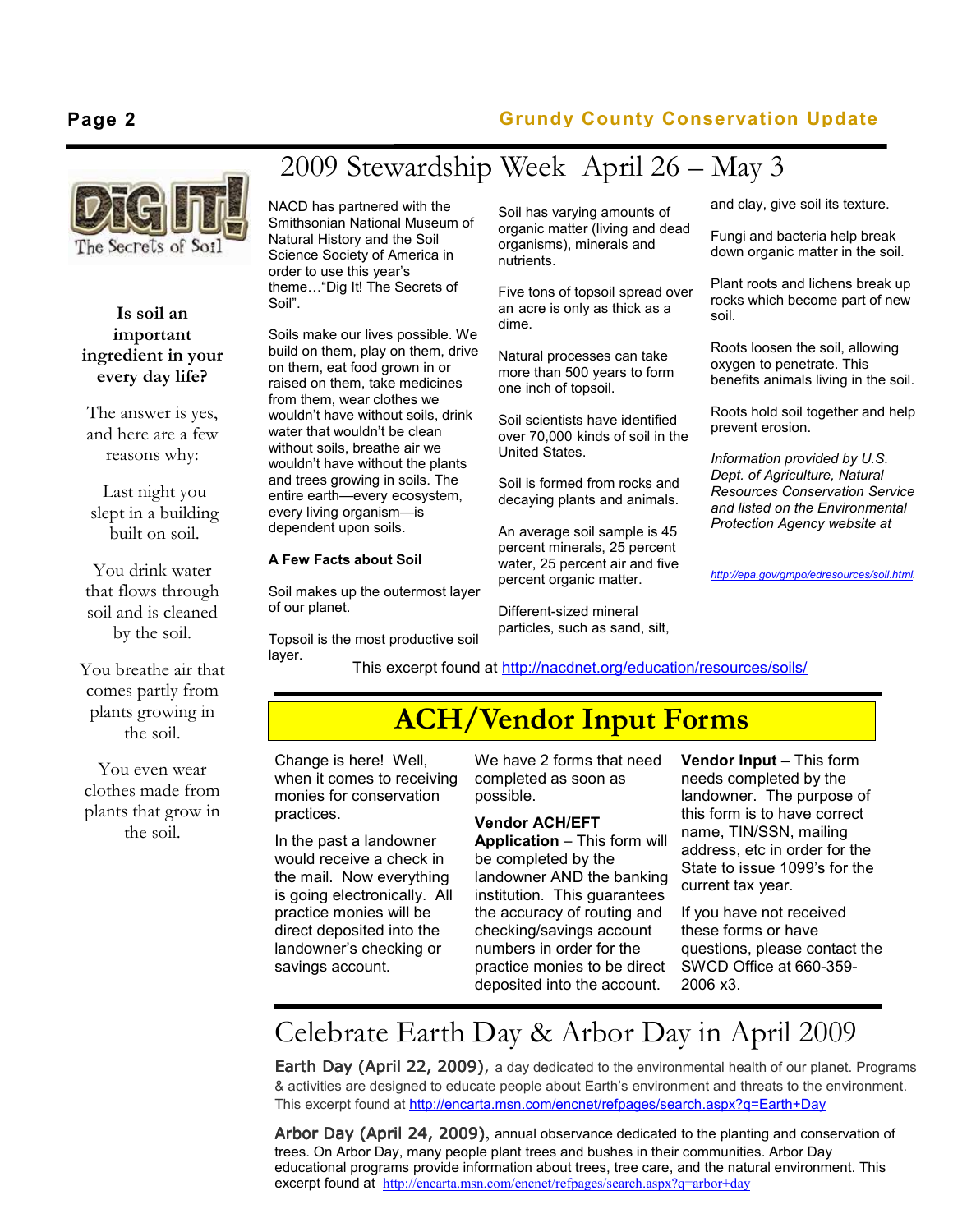DiG IT! The Secrets of Soil

**Is soil an important ingredient in your every day life?**

The answer is yes, and here are a few reasons why:

Last night you slept in a building built on soil.

You drink water that flows through soil and is cleaned by the soil.

You breathe air that comes partly from plants growing in the soil.

You even wear clothes made from plants that grow in the soil.

# 2009 Stewardship Week April 26 – May 3

NACD has partnered with the Smithsonian National Museum of Natural History and the Soil Science Society of America in order to use this year's theme…"Dig It! The Secrets of Soil".

Soils make our lives possible. We build on them, play on them, drive on them, eat food grown in or raised on them, take medicines from them, wear clothes we wouldn't have without soils, drink water that wouldn't be clean without soils, breathe air we wouldn't have without the plants and trees growing in soils. The entire earth—every ecosystem, every living organism—is dependent upon soils.

**A Few Facts about Soil**

Soil makes up the outermost layer of our planet.

Topsoil is the most productive soil layer.

Soil has varying amounts of organic matter (living and dead organisms), minerals and nutrients.

Five tons of topsoil spread over an acre is only as thick as a dime.

Natural processes can take more than 500 years to form one inch of topsoil.

Soil scientists have identified over 70,000 kinds of soil in the United States.

Soil is formed from rocks and decaying plants and animals.

An average soil sample is 45 percent minerals, 25 percent water, 25 percent air and five percent organic matter.

Different-sized mineral particles, such as sand, silt, and clay, give soil its texture.

Fungi and bacteria help break down organic matter in the soil.

Plant roots and lichens break up rocks which become part of new soil.

Roots loosen the soil, allowing oxygen to penetrate. This benefits animals living in the soil.

Roots hold soil together and help prevent erosion.

*Information provided by U.S. Dept. of Agriculture, Natural Resources Conservation Service and listed on the Environmental Protection Agency website at*

http://epa.gov/gmpo/edresources/soil.html.

This excerpt found at http://nacdnet.org/education/resources/soils/

# ACH/Vendor Input Forms

Change is here! Well, when it comes to receiving monies for conservation practices.

In the past a landowner would receive a check in the mail. Now everything is going electronically. All practice monies will be direct deposited into the landowner's checking or savings account.

We have 2 forms that need completed as soon as possible.

**Vendor ACH/EFT Application** – This form will be completed by the landowner AND the banking institution. This guarantees the accuracy of routing and checking/savings account numbers in order for the practice monies to be direct deposited into the account.

**Vendor Input –** This form needs completed by the landowner. The purpose of this form is to have correct name, TIN/SSN, mailing address, etc in order for the State to issue 1099's for the current tax year.

If you have not received these forms or have questions, please contact the SWCD Office at 660-359-2006 x3.

# Celebrate Earth Day & Arbor Day in April 2009

**Earth Day (April 22, 2009),** a day dedicated to the environmental health of our planet. Programs & activities are designed to educate people about Earth's environment and threats to the environment. This excerpt found at http://encarta.msn.com/encnet/refpages/search.aspx?q=Earth+Day

**Arbor Day (April 24, 2009),** annual observance dedicated to the planting and conservation of trees. On Arbor Day, many people plant trees and bushes in their communities. Arbor Day educational programs provide information about trees, tree care, and the natural environment. This excerpt found at http://encarta.msn.com/encnet/refpages/search.aspx?q=arbor+day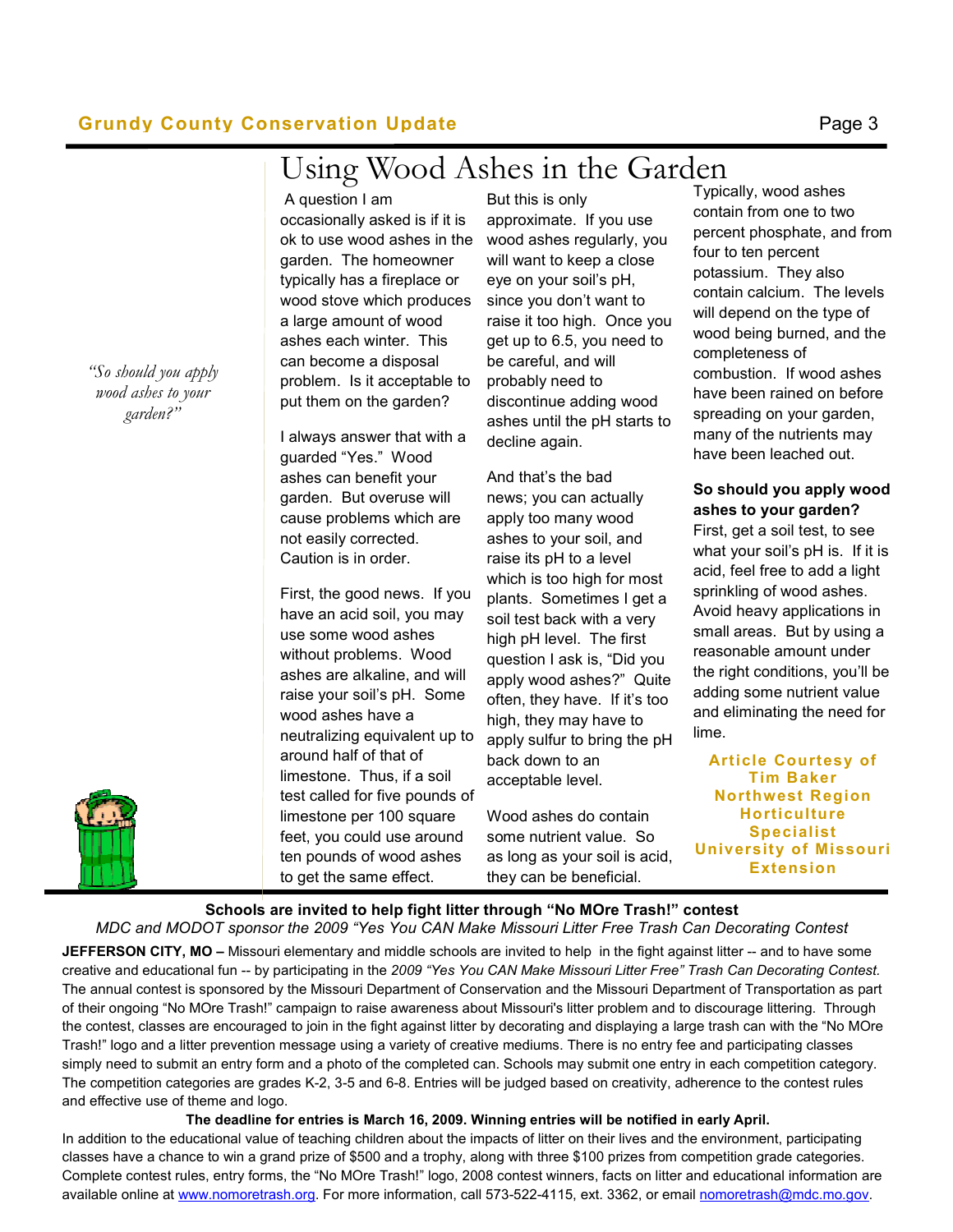# Using Wood Ashes in the Garden

*"So should you apply wood ashes to your garden?"*

A question I am occasionally asked is if it is ok to use wood ashes in the garden. The homeowner typically has a fireplace or wood stove which produces a large amount of wood ashes each winter. This can become a disposal problem. Is it acceptable to put them on the garden?

I always answer that with a guarded "Yes." Wood ashes can benefit your garden. But overuse will cause problems which are not easily corrected. Caution is in order.

First, the good news. If you have an acid soil, you may use some wood ashes without problems. Wood ashes are alkaline, and will raise your soil's pH. Some wood ashes have a neutralizing equivalent up to around half of that of limestone. Thus, if a soil test called for five pounds of limestone per 100 square feet, you could use around ten pounds of wood ashes to get the same effect.

But this is only approximate. If you use wood ashes regularly, you will want to keep a close eye on your soil's pH, since you don't want to raise it too high. Once you get up to 6.5, you need to be careful, and will probably need to discontinue adding wood ashes until the pH starts to decline again.

And that's the bad news; you can actually apply too many wood ashes to your soil, and raise its pH to a level which is too high for most plants. Sometimes I get a soil test back with a very high pH level. The first question I ask is, "Did you apply wood ashes?" Quite often, they have. If it's too high, they may have to apply sulfur to bring the pH back down to an acceptable level.

Wood ashes do contain some nutrient value. So as long as your soil is acid, they can be beneficial.

Typically, wood ashes contain from one to two percent phosphate, and from four to ten percent potassium. They also contain calcium. The levels will depend on the type of wood being burned, and the completeness of combustion. If wood ashes have been rained on before spreading on your garden, many of the nutrients may have been leached out.

**So should you apply wood ashes to your garden?** First, get a soil test, to see what your soil's pH is. If it is acid, feel free to add a light sprinkling of wood ashes. Avoid heavy applications in small areas. But by using a reasonable amount under the right conditions, you'll be adding some nutrient value and eliminating the need for lime.

**Article Courtesy of Tim Baker**
**Northwest Region Horticulture Specialist**
**University of Missouri Extension**

---

## Schools are invited to help fight litter through "No MOre Trash!" contest

*MDC and MODOT sponsor the 2009 "Yes You CAN Make Missouri Litter Free Trash Can Decorating Contest*

**JEFFERSON CITY, MO –** Missouri elementary and middle schools are invited to help in the fight against litter -- and to have some creative and educational fun -- by participating in the *2009 "Yes You CAN Make Missouri Litter Free" Trash Can Decorating Contest.* The annual contest is sponsored by the Missouri Department of Conservation and the Missouri Department of Transportation as part of their ongoing "No MOre Trash!" campaign to raise awareness about Missouri's litter problem and to discourage littering. Through the contest, classes are encouraged to join in the fight against litter by decorating and displaying a large trash can with the "No MOre Trash!" logo and a litter prevention message using a variety of creative mediums. There is no entry fee and participating classes simply need to submit an entry form and a photo of the completed can. Schools may submit one entry in each competition category. The competition categories are grades K-2, 3-5 and 6-8. Entries will be judged based on creativity, adherence to the contest rules and effective use of theme and logo.

**The deadline for entries is March 16, 2009. Winning entries will be notified in early April.**

In addition to the educational value of teaching children about the impacts of litter on their lives and the environment, participating classes have a chance to win a grand prize of $500 and a trophy, along with three $100 prizes from competition grade categories. Complete contest rules, entry forms, the "No MOre Trash!" logo, 2008 contest winners, facts on litter and educational information are available online at www.nomoretrash.org. For more information, call 573-522-4115, ext. 3362, or email nomoretrash@mdc.mo.gov.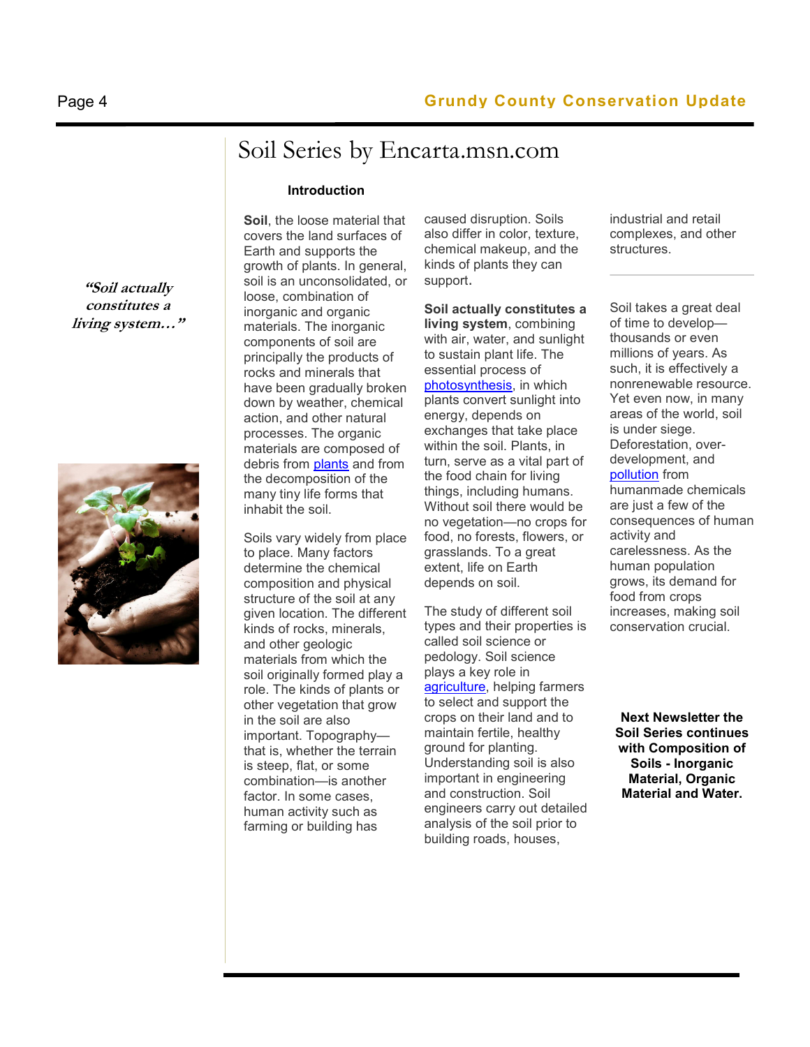# Soil Series by Encarta.msn.com

*"Soil actually constitutes a living system…"*

### Introduction

**Soil**, the loose material that covers the land surfaces of Earth and supports the growth of plants. In general, soil is an unconsolidated, or loose, combination of inorganic and organic materials. The inorganic components of soil are principally the products of rocks and minerals that have been gradually broken down by weather, chemical action, and other natural processes. The organic materials are composed of debris from plants and from the decomposition of the many tiny life forms that inhabit the soil.

Soils vary widely from place to place. Many factors determine the chemical composition and physical structure of the soil at any given location. The different kinds of rocks, minerals, and other geologic materials from which the soil originally formed play a role. The kinds of plants or other vegetation that grow in the soil are also important. Topography—that is, whether the terrain is steep, flat, or some combination—is another factor. In some cases, human activity such as farming or building has caused disruption. Soils also differ in color, texture, chemical makeup, and the kinds of plants they can support.

**Soil actually constitutes a living system**, combining with air, water, and sunlight to sustain plant life. The essential process of photosynthesis, in which plants convert sunlight into energy, depends on exchanges that take place within the soil. Plants, in turn, serve as a vital part of the food chain for living things, including humans. Without soil there would be no vegetation—no crops for food, no forests, flowers, or grasslands. To a great extent, life on Earth depends on soil.

The study of different soil types and their properties is called soil science or pedology. Soil science plays a key role in agriculture, helping farmers to select and support the crops on their land and to maintain fertile, healthy ground for planting. Understanding soil is also important in engineering and construction. Soil engineers carry out detailed analysis of the soil prior to building roads, houses, industrial and retail complexes, and other structures.

Soil takes a great deal of time to develop—thousands or even millions of years. As such, it is effectively a nonrenewable resource. Yet even now, in many areas of the world, soil is under siege. Deforestation, over-development, and pollution from humanmade chemicals are just a few of the consequences of human activity and carelessness. As the human population grows, its demand for food from crops increases, making soil conservation crucial.

**Next Newsletter the Soil Series continues with Composition of Soils - Inorganic Material, Organic Material and Water.**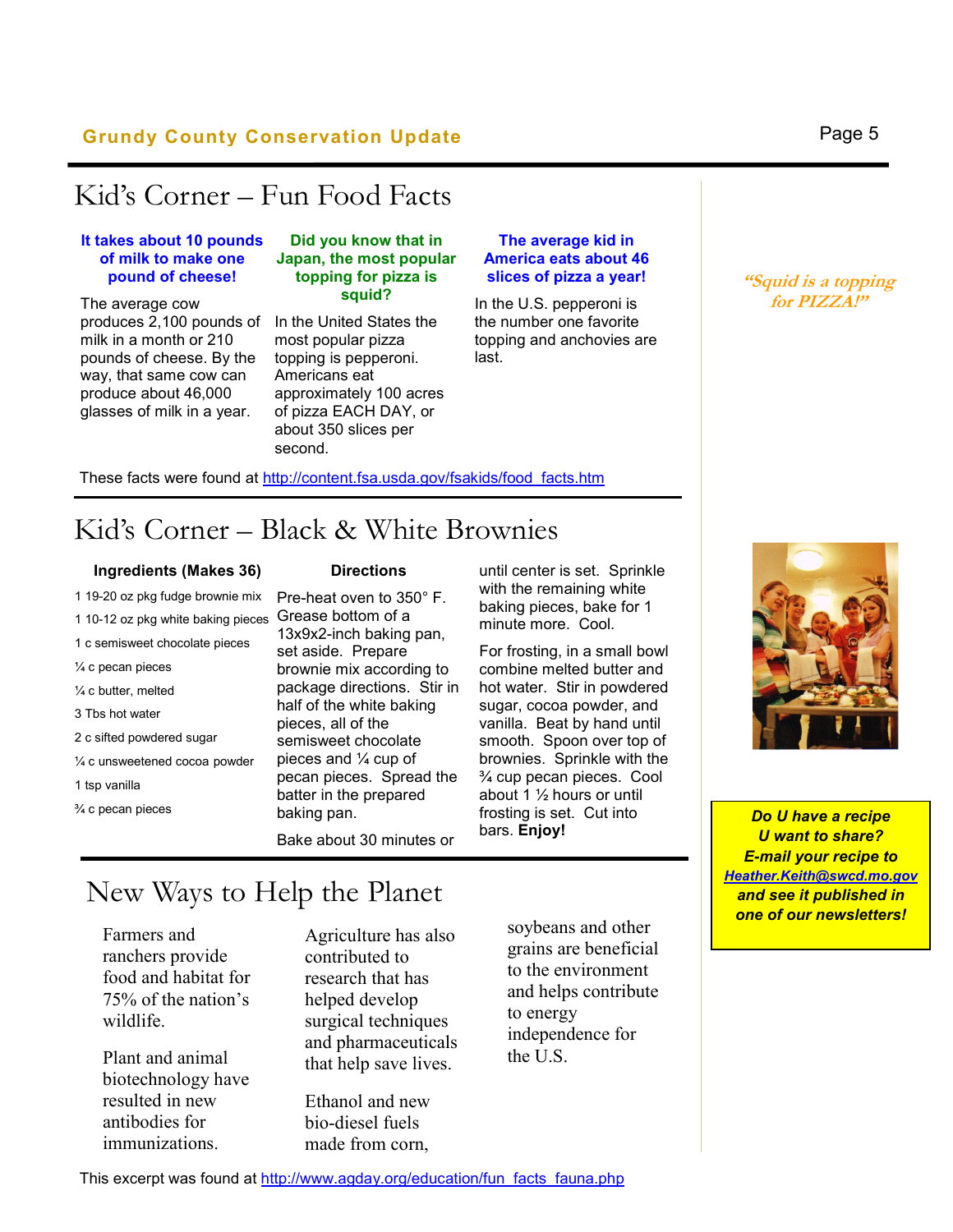## Kid's Corner – Fun Food Facts

**It takes about 10 pounds of milk to make one pound of cheese!**

The average cow produces 2,100 pounds of milk in a month or 210 pounds of cheese. By the way, that same cow can produce about 46,000 glasses of milk in a year.

**Did you know that in Japan, the most popular topping for pizza is squid?**

In the United States the most popular pizza topping is pepperoni. Americans eat approximately 100 acres of pizza EACH DAY, or about 350 slices per second.

**The average kid in America eats about 46 slices of pizza a year!**

In the U.S. pepperoni is the number one favorite topping and anchovies are last.

These facts were found at http://content.fsa.usda.gov/fsakids/food_facts.htm

*"Squid is a topping for PIZZA!"*

## Kid's Corner – Black & White Brownies

**Ingredients (Makes 36)**

- 1 19-20 oz pkg fudge brownie mix
- 1 10-12 oz pkg white baking pieces
- 1 c semisweet chocolate pieces
- ¼ c pecan pieces
- ¼ c butter, melted
- 3 Tbs hot water
- 2 c sifted powdered sugar
- ¼ c unsweetened cocoa powder
- 1 tsp vanilla
- ¾ c pecan pieces

**Directions**

Pre-heat oven to 350° F. Grease bottom of a 13x9x2-inch baking pan, set aside. Prepare brownie mix according to package directions. Stir in half of the white baking pieces, all of the semisweet chocolate pieces and ¼ cup of pecan pieces. Spread the batter in the prepared baking pan.

Bake about 30 minutes or until center is set. Sprinkle with the remaining white baking pieces, bake for 1 minute more. Cool.

For frosting, in a small bowl combine melted butter and hot water. Stir in powdered sugar, cocoa powder, and vanilla. Beat by hand until smooth. Spoon over top of brownies. Sprinkle with the ¾ cup pecan pieces. Cool about 1 ½ hours or until frosting is set. Cut into bars. **Enjoy!**

***Do U have a recipe U want to share? E-mail your recipe to Heather.Keith@swcd.mo.gov and see it published in one of our newsletters!***

## New Ways to Help the Planet

Farmers and ranchers provide food and habitat for 75% of the nation's wildlife.

Plant and animal biotechnology have resulted in new antibodies for immunizations.

Agriculture has also contributed to research that has helped develop surgical techniques and pharmaceuticals that help save lives.

Ethanol and new bio-diesel fuels made from corn, soybeans and other grains are beneficial to the environment and helps contribute to energy independence for the U.S.

This excerpt was found at http://www.agday.org/education/fun_facts_fauna.php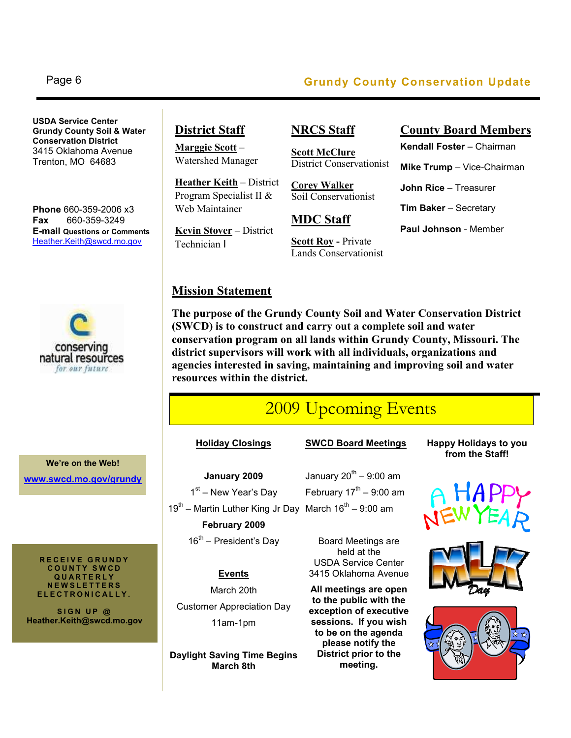**USDA Service Center**
**Grundy County Soil & Water Conservation District**
3415 Oklahoma Avenue
Trenton, MO 64683

**Phone** 660-359-2006 x3
**Fax** 660-359-3249
**E-mail** **Questions or Comments**
Heather.Keith@swcd.mo.gov

**We're on the Web!**
www.swcd.mo.gov/grundy

**RECEIVE GRUNDY COUNTY SWCD QUARTERLY NEWSLETTERS ELECTRONICALLY.**

**SIGN UP @**
**Heather.Keith@swcd.mo.gov**

## District Staff

**Marggie Scott** – Watershed Manager

**Heather Keith** – District Program Specialist II & Web Maintainer

**Kevin Stover** – District Technician I

## NRCS Staff

**Scott McClure**
District Conservationist

**Corey Walker**
Soil Conservationist

## MDC Staff

**Scott Roy** - Private Lands Conservationist

## County Board Members

**Kendall Foster** – Chairman

**Mike Trump** – Vice-Chairman

**John Rice** – Treasurer

**Tim Baker** – Secretary

**Paul Johnson** - Member

## Mission Statement

**The purpose of the Grundy County Soil and Water Conservation District (SWCD) is to construct and carry out a complete soil and water conservation program on all lands within Grundy County, Missouri. The district supervisors will work with all individuals, organizations and agencies interested in saving, maintaining and improving soil and water resources within the district.**

## 2009 Upcoming Events

### Holiday Closings

**January 2009**
1st – New Year's Day
19th – Martin Luther King Jr Day

**February 2009**
16th – President's Day

### Events

March 20th
Customer Appreciation Day
11am-1pm

**Daylight Saving Time Begins March 8th**

### SWCD Board Meetings

January 20th – 9:00 am
February 17th – 9:00 am
March 16th – 9:00 am

Board Meetings are held at the USDA Service Center 3415 Oklahoma Avenue

**All meetings are open to the public with the exception of executive sessions. If you wish to be on the agenda please notify the District prior to the meeting.**

**Happy Holidays to you from the Staff!**